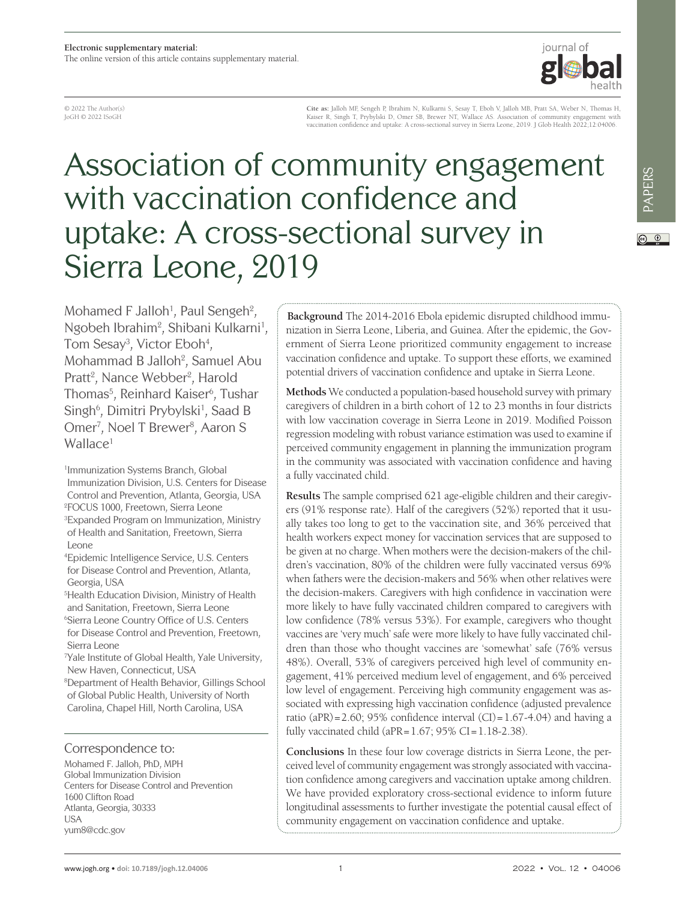Electronic supplementary material:
The online version of this article contains supplementary material.

© 2022 The Author(s)
JoGH © 2022 ISoGH

**Cite as:** Jalloh MF, Sengeh P, Ibrahim N, Kulkarni S, Sesay T, Eboh V, Jalloh MB, Pratt SA, Weber N, Thomas H, Kaiser R, Singh T, Prybylski D, Omer SB, Brewer NT, Wallace AS. Association of community engagement with vaccination confidence and uptake: A cross-sectional survey in Sierra Leone, 2019. J Glob Health 2022;12:04006.

# Association of community engagement with vaccination confidence and uptake: A cross-sectional survey in Sierra Leone, 2019

Mohamed F Jalloh[1], Paul Sengeh[2], Ngobeh Ibrahim[2], Shibani Kulkarni[1], Tom Sesay[3], Victor Eboh[4], Mohammad B Jalloh[2], Samuel Abu Pratt[2], Nance Webber[2], Harold Thomas[5], Reinhard Kaiser[6], Tushar Singh[6], Dimitri Prybylski[1], Saad B Omer[7], Noel T Brewer[8], Aaron S Wallace[1]

[1]Immunization Systems Branch, Global Immunization Division, U.S. Centers for Disease Control and Prevention, Atlanta, Georgia, USA
[2]FOCUS 1000, Freetown, Sierra Leone
[3]Expanded Program on Immunization, Ministry of Health and Sanitation, Freetown, Sierra Leone
[4]Epidemic Intelligence Service, U.S. Centers for Disease Control and Prevention, Atlanta, Georgia, USA
[5]Health Education Division, Ministry of Health and Sanitation, Freetown, Sierra Leone
[6]Sierra Leone Country Office of U.S. Centers for Disease Control and Prevention, Freetown, Sierra Leone
[7]Yale Institute of Global Health, Yale University, New Haven, Connecticut, USA
[8]Department of Health Behavior, Gillings School of Global Public Health, University of North Carolina, Chapel Hill, North Carolina, USA

## Correspondence to:

Mohamed F. Jalloh, PhD, MPH
Global Immunization Division
Centers for Disease Control and Prevention
1600 Clifton Road
Atlanta, Georgia, 30333
USA
yum8@cdc.gov

**Background** The 2014-2016 Ebola epidemic disrupted childhood immunization in Sierra Leone, Liberia, and Guinea. After the epidemic, the Government of Sierra Leone prioritized community engagement to increase vaccination confidence and uptake. To support these efforts, we examined potential drivers of vaccination confidence and uptake in Sierra Leone.

**Methods** We conducted a population-based household survey with primary caregivers of children in a birth cohort of 12 to 23 months in four districts with low vaccination coverage in Sierra Leone in 2019. Modified Poisson regression modeling with robust variance estimation was used to examine if perceived community engagement in planning the immunization program in the community was associated with vaccination confidence and having a fully vaccinated child.

**Results** The sample comprised 621 age-eligible children and their caregivers (91% response rate). Half of the caregivers (52%) reported that it usually takes too long to get to the vaccination site, and 36% perceived that health workers expect money for vaccination services that are supposed to be given at no charge. When mothers were the decision-makers of the children's vaccination, 80% of the children were fully vaccinated versus 69% when fathers were the decision-makers and 56% when other relatives were the decision-makers. Caregivers with high confidence in vaccination were more likely to have fully vaccinated children compared to caregivers with low confidence (78% versus 53%). For example, caregivers who thought vaccines are 'very much' safe were more likely to have fully vaccinated children than those who thought vaccines are 'somewhat' safe (76% versus 48%). Overall, 53% of caregivers perceived high level of community engagement, 41% perceived medium level of engagement, and 6% perceived low level of engagement. Perceiving high community engagement was associated with expressing high vaccination confidence (adjusted prevalence ratio (aPR) = 2.60; 95% confidence interval (CI) = 1.67-4.04) and having a fully vaccinated child (aPR = 1.67; 95% CI = 1.18-2.38).

**Conclusions** In these four low coverage districts in Sierra Leone, the perceived level of community engagement was strongly associated with vaccination confidence among caregivers and vaccination uptake among children. We have provided exploratory cross-sectional evidence to inform future longitudinal assessments to further investigate the potential causal effect of community engagement on vaccination confidence and uptake.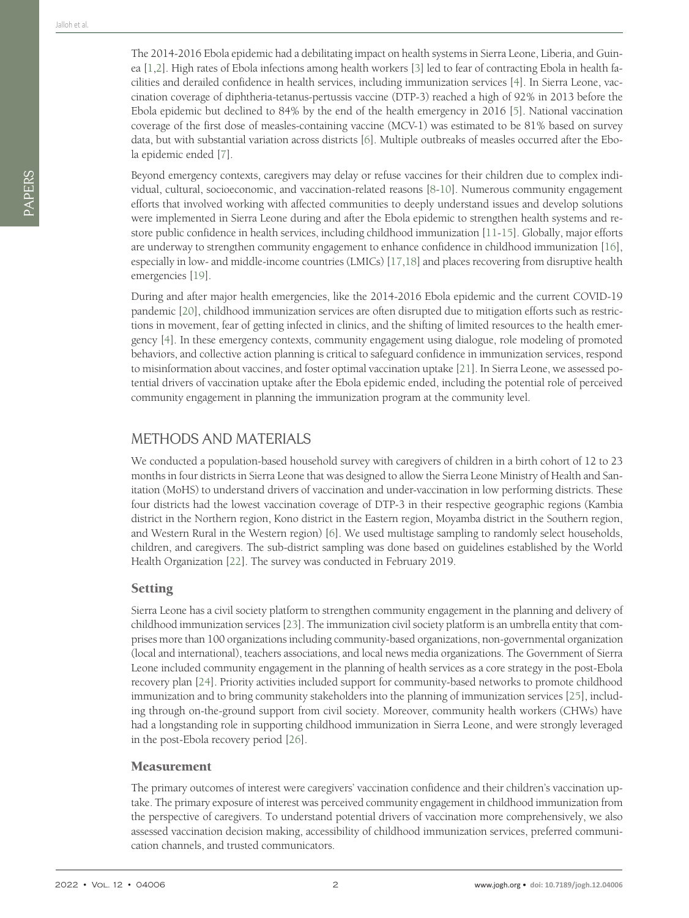The 2014-2016 Ebola epidemic had a debilitating impact on health systems in Sierra Leone, Liberia, and Guinea [1,2]. High rates of Ebola infections among health workers [3] led to fear of contracting Ebola in health facilities and derailed confidence in health services, including immunization services [4]. In Sierra Leone, vaccination coverage of diphtheria-tetanus-pertussis vaccine (DTP-3) reached a high of 92% in 2013 before the Ebola epidemic but declined to 84% by the end of the health emergency in 2016 [5]. National vaccination coverage of the first dose of measles-containing vaccine (MCV-1) was estimated to be 81% based on survey data, but with substantial variation across districts [6]. Multiple outbreaks of measles occurred after the Ebola epidemic ended [7].

Beyond emergency contexts, caregivers may delay or refuse vaccines for their children due to complex individual, cultural, socioeconomic, and vaccination-related reasons [8-10]. Numerous community engagement efforts that involved working with affected communities to deeply understand issues and develop solutions were implemented in Sierra Leone during and after the Ebola epidemic to strengthen health systems and restore public confidence in health services, including childhood immunization [11-15]. Globally, major efforts are underway to strengthen community engagement to enhance confidence in childhood immunization [16], especially in low- and middle-income countries (LMICs) [17,18] and places recovering from disruptive health emergencies [19].

During and after major health emergencies, like the 2014-2016 Ebola epidemic and the current COVID-19 pandemic [20], childhood immunization services are often disrupted due to mitigation efforts such as restrictions in movement, fear of getting infected in clinics, and the shifting of limited resources to the health emergency [4]. In these emergency contexts, community engagement using dialogue, role modeling of promoted behaviors, and collective action planning is critical to safeguard confidence in immunization services, respond to misinformation about vaccines, and foster optimal vaccination uptake [21]. In Sierra Leone, we assessed potential drivers of vaccination uptake after the Ebola epidemic ended, including the potential role of perceived community engagement in planning the immunization program at the community level.

## METHODS AND MATERIALS

We conducted a population-based household survey with caregivers of children in a birth cohort of 12 to 23 months in four districts in Sierra Leone that was designed to allow the Sierra Leone Ministry of Health and Sanitation (MoHS) to understand drivers of vaccination and under-vaccination in low performing districts. These four districts had the lowest vaccination coverage of DTP-3 in their respective geographic regions (Kambia district in the Northern region, Kono district in the Eastern region, Moyamba district in the Southern region, and Western Rural in the Western region) [6]. We used multistage sampling to randomly select households, children, and caregivers. The sub-district sampling was done based on guidelines established by the World Health Organization [22]. The survey was conducted in February 2019.

### Setting

Sierra Leone has a civil society platform to strengthen community engagement in the planning and delivery of childhood immunization services [23]. The immunization civil society platform is an umbrella entity that comprises more than 100 organizations including community-based organizations, non-governmental organization (local and international), teachers associations, and local news media organizations. The Government of Sierra Leone included community engagement in the planning of health services as a core strategy in the post-Ebola recovery plan [24]. Priority activities included support for community-based networks to promote childhood immunization and to bring community stakeholders into the planning of immunization services [25], including through on-the-ground support from civil society. Moreover, community health workers (CHWs) have had a longstanding role in supporting childhood immunization in Sierra Leone, and were strongly leveraged in the post-Ebola recovery period [26].

### Measurement

The primary outcomes of interest were caregivers' vaccination confidence and their children's vaccination uptake. The primary exposure of interest was perceived community engagement in childhood immunization from the perspective of caregivers. To understand potential drivers of vaccination more comprehensively, we also assessed vaccination decision making, accessibility of childhood immunization services, preferred communication channels, and trusted communicators.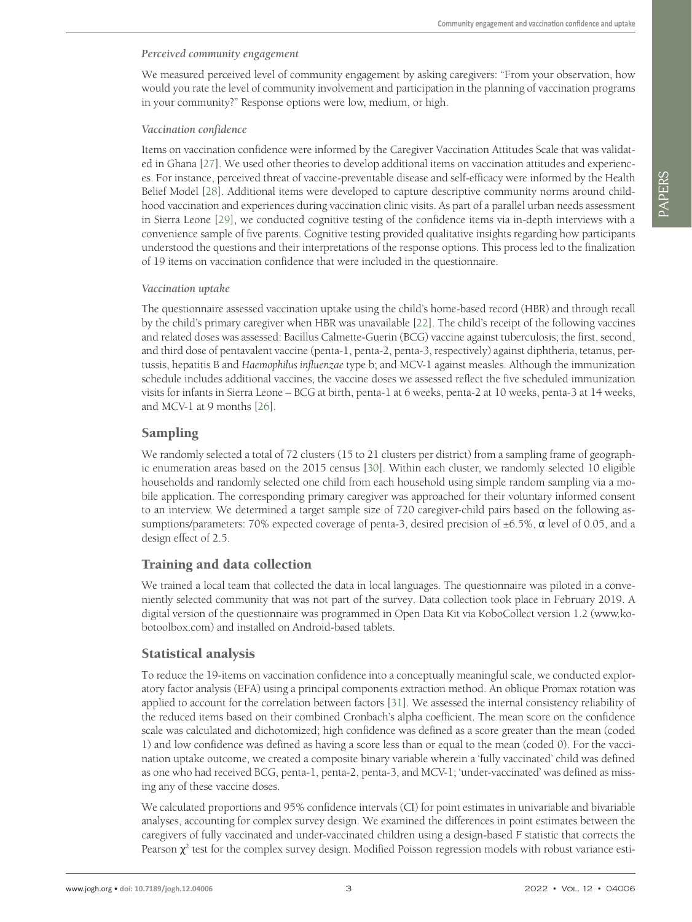### *Perceived community engagement*

We measured perceived level of community engagement by asking caregivers: "From your observation, how would you rate the level of community involvement and participation in the planning of vaccination programs in your community?" Response options were low, medium, or high.

### *Vaccination confidence*

Items on vaccination confidence were informed by the Caregiver Vaccination Attitudes Scale that was validated in Ghana [27]. We used other theories to develop additional items on vaccination attitudes and experiences. For instance, perceived threat of vaccine-preventable disease and self-efficacy were informed by the Health Belief Model [28]. Additional items were developed to capture descriptive community norms around childhood vaccination and experiences during vaccination clinic visits. As part of a parallel urban needs assessment in Sierra Leone [29], we conducted cognitive testing of the confidence items via in-depth interviews with a convenience sample of five parents. Cognitive testing provided qualitative insights regarding how participants understood the questions and their interpretations of the response options. This process led to the finalization of 19 items on vaccination confidence that were included in the questionnaire.

### *Vaccination uptake*

The questionnaire assessed vaccination uptake using the child's home-based record (HBR) and through recall by the child's primary caregiver when HBR was unavailable [22]. The child's receipt of the following vaccines and related doses was assessed: Bacillus Calmette-Guerin (BCG) vaccine against tuberculosis; the first, second, and third dose of pentavalent vaccine (penta-1, penta-2, penta-3, respectively) against diphtheria, tetanus, pertussis, hepatitis B and *Haemophilus influenzae* type b; and MCV-1 against measles. Although the immunization schedule includes additional vaccines, the vaccine doses we assessed reflect the five scheduled immunization visits for infants in Sierra Leone – BCG at birth, penta-1 at 6 weeks, penta-2 at 10 weeks, penta-3 at 14 weeks, and MCV-1 at 9 months [26].

## Sampling

We randomly selected a total of 72 clusters (15 to 21 clusters per district) from a sampling frame of geographic enumeration areas based on the 2015 census [30]. Within each cluster, we randomly selected 10 eligible households and randomly selected one child from each household using simple random sampling via a mobile application. The corresponding primary caregiver was approached for their voluntary informed consent to an interview. We determined a target sample size of 720 caregiver-child pairs based on the following assumptions/parameters: 70% expected coverage of penta-3, desired precision of ±6.5%, $\alpha$ level of 0.05, and a design effect of 2.5.

## Training and data collection

We trained a local team that collected the data in local languages. The questionnaire was piloted in a conveniently selected community that was not part of the survey. Data collection took place in February 2019. A digital version of the questionnaire was programmed in Open Data Kit via KoboCollect version 1.2 (www.kobotoolbox.com) and installed on Android-based tablets.

## Statistical analysis

To reduce the 19-items on vaccination confidence into a conceptually meaningful scale, we conducted exploratory factor analysis (EFA) using a principal components extraction method. An oblique Promax rotation was applied to account for the correlation between factors [31]. We assessed the internal consistency reliability of the reduced items based on their combined Cronbach's alpha coefficient. The mean score on the confidence scale was calculated and dichotomized; high confidence was defined as a score greater than the mean (coded 1) and low confidence was defined as having a score less than or equal to the mean (coded 0). For the vaccination uptake outcome, we created a composite binary variable wherein a 'fully vaccinated' child was defined as one who had received BCG, penta-1, penta-2, penta-3, and MCV-1; 'under-vaccinated' was defined as missing any of these vaccine doses.

We calculated proportions and 95% confidence intervals (CI) for point estimates in univariable and bivariable analyses, accounting for complex survey design. We examined the differences in point estimates between the caregivers of fully vaccinated and under-vaccinated children using a design-based *F* statistic that corrects the Pearson $\chi^2$ test for the complex survey design. Modified Poisson regression models with robust variance esti-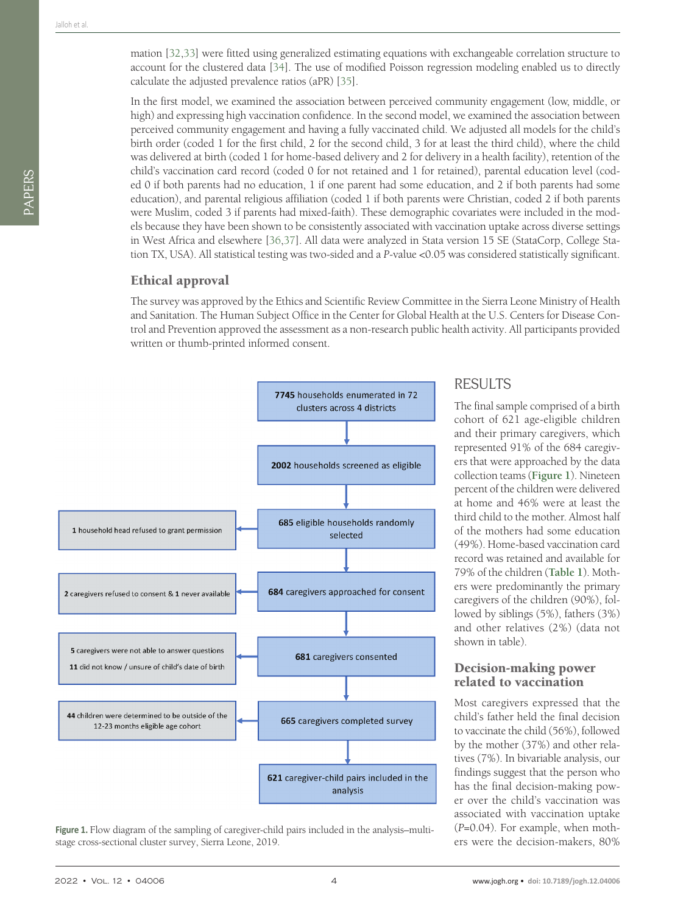mation [32,33] were fitted using generalized estimating equations with exchangeable correlation structure to account for the clustered data [34]. The use of modified Poisson regression modeling enabled us to directly calculate the adjusted prevalence ratios (aPR) [35].

In the first model, we examined the association between perceived community engagement (low, middle, or high) and expressing high vaccination confidence. In the second model, we examined the association between perceived community engagement and having a fully vaccinated child. We adjusted all models for the child's birth order (coded 1 for the first child, 2 for the second child, 3 for at least the third child), where the child was delivered at birth (coded 1 for home-based delivery and 2 for delivery in a health facility), retention of the child's vaccination card record (coded 0 for not retained and 1 for retained), parental education level (coded 0 if both parents had no education, 1 if one parent had some education, and 2 if both parents had some education), and parental religious affiliation (coded 1 if both parents were Christian, coded 2 if both parents were Muslim, coded 3 if parents had mixed-faith). These demographic covariates were included in the models because they have been shown to be consistently associated with vaccination uptake across diverse settings in West Africa and elsewhere [36,37]. All data were analyzed in Stata version 15 SE (StataCorp, College Station TX, USA). All statistical testing was two-sided and a *P*-value <0.05 was considered statistically significant.

## Ethical approval

The survey was approved by the Ethics and Scientific Review Committee in the Sierra Leone Ministry of Health and Sanitation. The Human Subject Office in the Center for Global Health at the U.S. Centers for Disease Control and Prevention approved the assessment as a non-research public health activity. All participants provided written or thumb-printed informed consent.

**7745** households enumerated in 72 clusters across 4 districts
→ **2002** households screened as eligible
→ **685** eligible households randomly selected (excluded: **1** household head refused to grant permission)
→ **684** caregivers approached for consent (excluded: **2** caregivers refused to consent & **1** never available)
→ **681** caregivers consented (excluded: **5** caregivers were not able to answer questions; **11** did not know / unsure of child's date of birth)
→ **665** caregivers completed survey (excluded: **44** children were determined to be outside of the 12-23 months eligible age cohort)
→ **621** caregiver-child pairs included in the analysis

**Figure 1.** Flow diagram of the sampling of caregiver-child pairs included in the analysis–multi-stage cross-sectional cluster survey, Sierra Leone, 2019.

# RESULTS

The final sample comprised of a birth cohort of 621 age-eligible children and their primary caregivers, which represented 91% of the 684 caregivers that were approached by the data collection teams (**Figure 1**). Nineteen percent of the children were delivered at home and 46% were at least the third child to the mother. Almost half of the mothers had some education (49%). Home-based vaccination card record was retained and available for 79% of the children (**Table 1**). Mothers were predominantly the primary caregivers of the children (90%), followed by siblings (5%), fathers (3%) and other relatives (2%) (data not shown in table).

## Decision-making power related to vaccination

Most caregivers expressed that the child's father held the final decision to vaccinate the child (56%), followed by the mother (37%) and other relatives (7%). In bivariable analysis, our findings suggest that the person who has the final decision-making power over the child's vaccination was associated with vaccination uptake (*P*=0.04). For example, when mothers were the decision-makers, 80%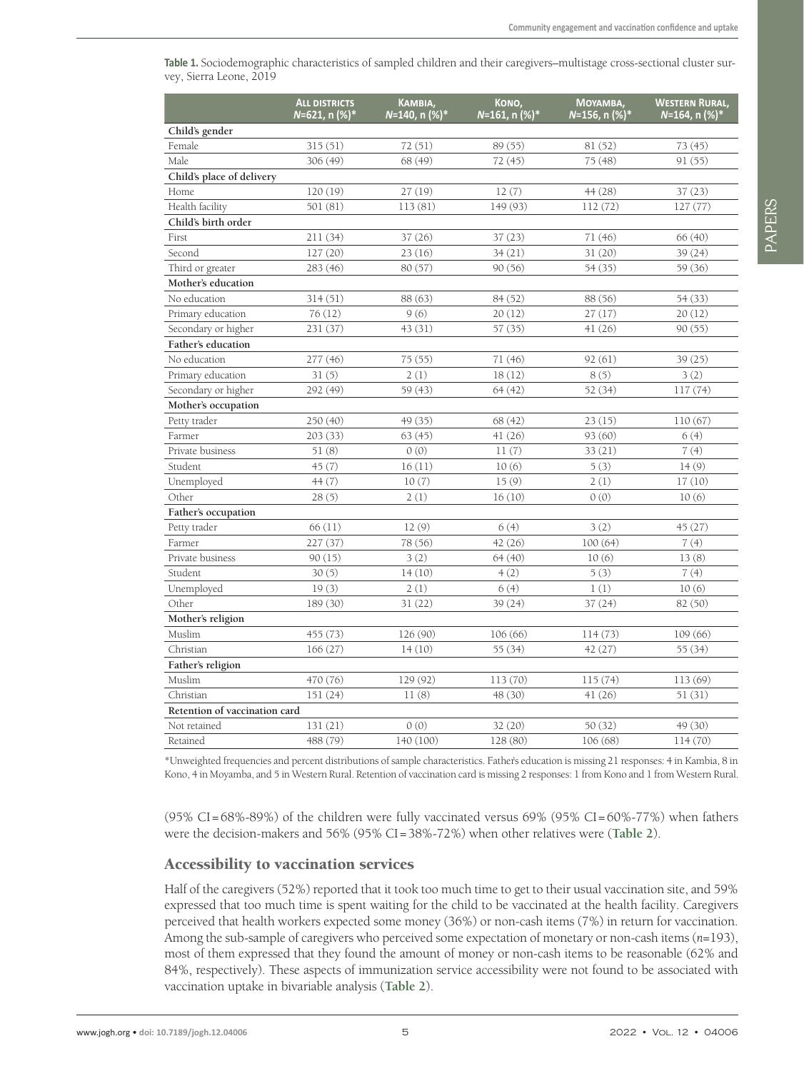**Table 1.** Sociodemographic characteristics of sampled children and their caregivers–multistage cross-sectional cluster survey, Sierra Leone, 2019

| | All districts N=621, n (%)* | Kambia, N=140, n (%)* | Kono, N=161, n (%)* | Moyamba, N=156, n (%)* | Western Rural, N=164, n (%)* |
|---|---|---|---|---|---|
| **Child's gender** | | | | | |
| Female | 315 (51) | 72 (51) | 89 (55) | 81 (52) | 73 (45) |
| Male | 306 (49) | 68 (49) | 72 (45) | 75 (48) | 91 (55) |
| **Child's place of delivery** | | | | | |
| Home | 120 (19) | 27 (19) | 12 (7) | 44 (28) | 37 (23) |
| Health facility | 501 (81) | 113 (81) | 149 (93) | 112 (72) | 127 (77) |
| **Child's birth order** | | | | | |
| First | 211 (34) | 37 (26) | 37 (23) | 71 (46) | 66 (40) |
| Second | 127 (20) | 23 (16) | 34 (21) | 31 (20) | 39 (24) |
| Third or greater | 283 (46) | 80 (57) | 90 (56) | 54 (35) | 59 (36) |
| **Mother's education** | | | | | |
| No education | 314 (51) | 88 (63) | 84 (52) | 88 (56) | 54 (33) |
| Primary education | 76 (12) | 9 (6) | 20 (12) | 27 (17) | 20 (12) |
| Secondary or higher | 231 (37) | 43 (31) | 57 (35) | 41 (26) | 90 (55) |
| **Father's education** | | | | | |
| No education | 277 (46) | 75 (55) | 71 (46) | 92 (61) | 39 (25) |
| Primary education | 31 (5) | 2 (1) | 18 (12) | 8 (5) | 3 (2) |
| Secondary or higher | 292 (49) | 59 (43) | 64 (42) | 52 (34) | 117 (74) |
| **Mother's occupation** | | | | | |
| Petty trader | 250 (40) | 49 (35) | 68 (42) | 23 (15) | 110 (67) |
| Farmer | 203 (33) | 63 (45) | 41 (26) | 93 (60) | 6 (4) |
| Private business | 51 (8) | 0 (0) | 11 (7) | 33 (21) | 7 (4) |
| Student | 45 (7) | 16 (11) | 10 (6) | 5 (3) | 14 (9) |
| Unemployed | 44 (7) | 10 (7) | 15 (9) | 2 (1) | 17 (10) |
| Other | 28 (5) | 2 (1) | 16 (10) | 0 (0) | 10 (6) |
| **Father's occupation** | | | | | |
| Petty trader | 66 (11) | 12 (9) | 6 (4) | 3 (2) | 45 (27) |
| Farmer | 227 (37) | 78 (56) | 42 (26) | 100 (64) | 7 (4) |
| Private business | 90 (15) | 3 (2) | 64 (40) | 10 (6) | 13 (8) |
| Student | 30 (5) | 14 (10) | 4 (2) | 5 (3) | 7 (4) |
| Unemployed | 19 (3) | 2 (1) | 6 (4) | 1 (1) | 10 (6) |
| Other | 189 (30) | 31 (22) | 39 (24) | 37 (24) | 82 (50) |
| **Mother's religion** | | | | | |
| Muslim | 455 (73) | 126 (90) | 106 (66) | 114 (73) | 109 (66) |
| Christian | 166 (27) | 14 (10) | 55 (34) | 42 (27) | 55 (34) |
| **Father's religion** | | | | | |
| Muslim | 470 (76) | 129 (92) | 113 (70) | 115 (74) | 113 (69) |
| Christian | 151 (24) | 11 (8) | 48 (30) | 41 (26) | 51 (31) |
| **Retention of vaccination card** | | | | | |
| Not retained | 131 (21) | 0 (0) | 32 (20) | 50 (32) | 49 (30) |
| Retained | 488 (79) | 140 (100) | 128 (80) | 106 (68) | 114 (70) |

*Unweighted frequencies and percent distributions of sample characteristics. Father's education is missing 21 responses: 4 in Kambia, 8 in Kono, 4 in Moyamba, and 5 in Western Rural. Retention of vaccination card is missing 2 responses: 1 from Kono and 1 from Western Rural.

(95% CI=68%-89%) of the children were fully vaccinated versus 69% (95% CI=60%-77%) when fathers were the decision-makers and 56% (95% CI=38%-72%) when other relatives were (**Table 2**).

## Accessibility to vaccination services

Half of the caregivers (52%) reported that it took too much time to get to their usual vaccination site, and 59% expressed that too much time is spent waiting for the child to be vaccinated at the health facility. Caregivers perceived that health workers expected some money (36%) or non-cash items (7%) in return for vaccination. Among the sub-sample of caregivers who perceived some expectation of monetary or non-cash items (*n*=193), most of them expressed that they found the amount of money or non-cash items to be reasonable (62% and 84%, respectively). These aspects of immunization service accessibility were not found to be associated with vaccination uptake in bivariable analysis (**Table 2**).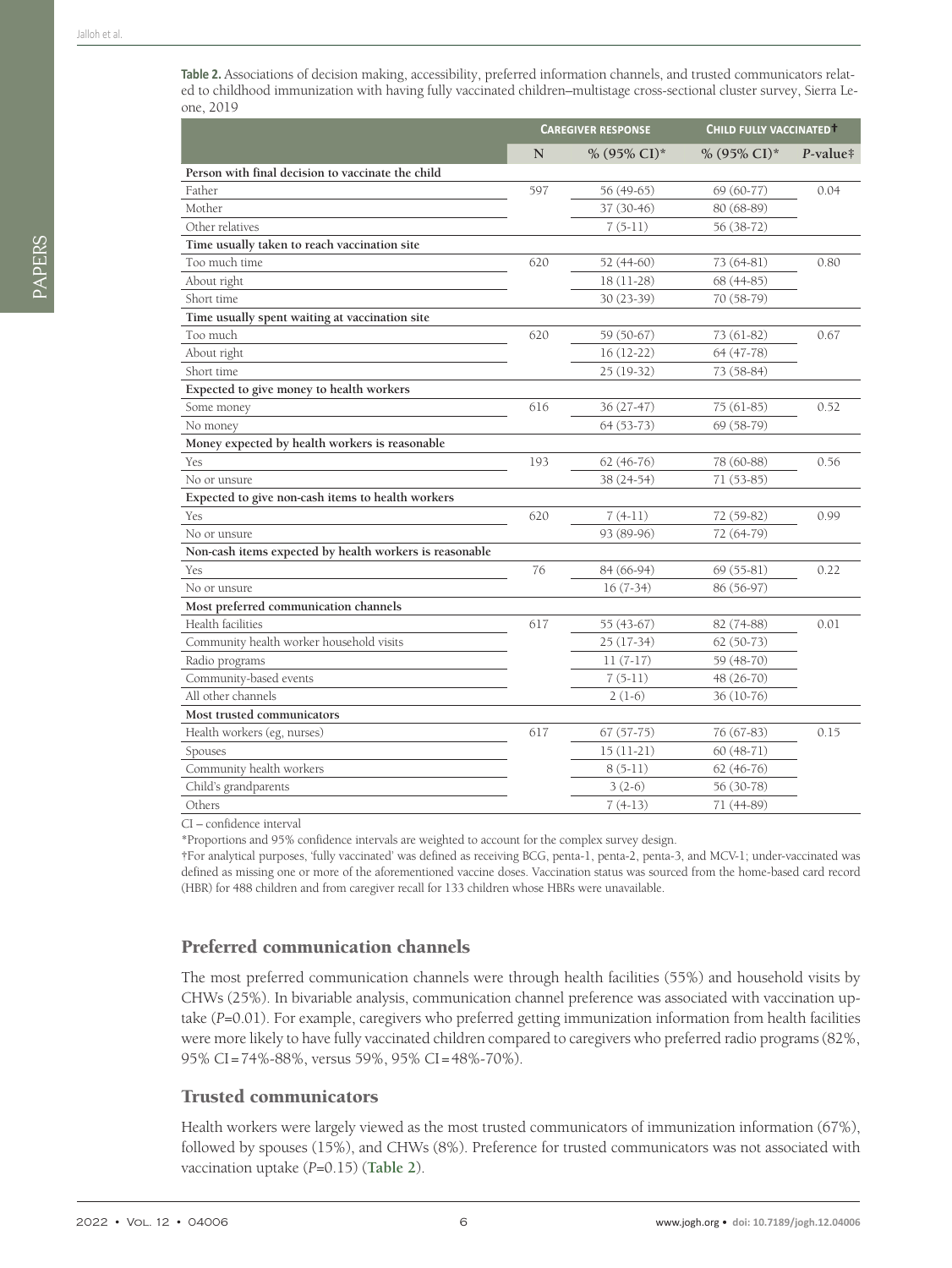**Table 2.** Associations of decision making, accessibility, preferred information channels, and trusted communicators related to childhood immunization with having fully vaccinated children–multistage cross-sectional cluster survey, Sierra Leone, 2019

| | Caregiver response | | Child fully vaccinated† | |
|---|---|---|---|---|
| | N | % (95% CI)* | % (95% CI)* | *P*-value‡ |
| **Person with final decision to vaccinate the child** | | | | |
| Father | 597 | 56 (49-65) | 69 (60-77) | 0.04 |
| Mother | | 37 (30-46) | 80 (68-89) | |
| Other relatives | | 7 (5-11) | 56 (38-72) | |
| **Time usually taken to reach vaccination site** | | | | |
| Too much time | 620 | 52 (44-60) | 73 (64-81) | 0.80 |
| About right | | 18 (11-28) | 68 (44-85) | |
| Short time | | 30 (23-39) | 70 (58-79) | |
| **Time usually spent waiting at vaccination site** | | | | |
| Too much | 620 | 59 (50-67) | 73 (61-82) | 0.67 |
| About right | | 16 (12-22) | 64 (47-78) | |
| Short time | | 25 (19-32) | 73 (58-84) | |
| **Expected to give money to health workers** | | | | |
| Some money | 616 | 36 (27-47) | 75 (61-85) | 0.52 |
| No money | | 64 (53-73) | 69 (58-79) | |
| **Money expected by health workers is reasonable** | | | | |
| Yes | 193 | 62 (46-76) | 78 (60-88) | 0.56 |
| No or unsure | | 38 (24-54) | 71 (53-85) | |
| **Expected to give non-cash items to health workers** | | | | |
| Yes | 620 | 7 (4-11) | 72 (59-82) | 0.99 |
| No or unsure | | 93 (89-96) | 72 (64-79) | |
| **Non-cash items expected by health workers is reasonable** | | | | |
| Yes | 76 | 84 (66-94) | 69 (55-81) | 0.22 |
| No or unsure | | 16 (7-34) | 86 (56-97) | |
| **Most preferred communication channels** | | | | |
| Health facilities | 617 | 55 (43-67) | 82 (74-88) | 0.01 |
| Community health worker household visits | | 25 (17-34) | 62 (50-73) | |
| Radio programs | | 11 (7-17) | 59 (48-70) | |
| Community-based events | | 7 (5-11) | 48 (26-70) | |
| All other channels | | 2 (1-6) | 36 (10-76) | |
| **Most trusted communicators** | | | | |
| Health workers (eg, nurses) | 617 | 67 (57-75) | 76 (67-83) | 0.15 |
| Spouses | | 15 (11-21) | 60 (48-71) | |
| Community health workers | | 8 (5-11) | 62 (46-76) | |
| Child's grandparents | | 3 (2-6) | 56 (30-78) | |
| Others | | 7 (4-13) | 71 (44-89) | |

CI – confidence interval

*Proportions and 95% confidence intervals are weighted to account for the complex survey design.

†For analytical purposes, 'fully vaccinated' was defined as receiving BCG, penta-1, penta-2, penta-3, and MCV-1; under-vaccinated was defined as missing one or more of the aforementioned vaccine doses. Vaccination status was sourced from the home-based card record (HBR) for 488 children and from caregiver recall for 133 children whose HBRs were unavailable.

## Preferred communication channels

The most preferred communication channels were through health facilities (55%) and household visits by CHWs (25%). In bivariable analysis, communication channel preference was associated with vaccination uptake (*P*=0.01). For example, caregivers who preferred getting immunization information from health facilities were more likely to have fully vaccinated children compared to caregivers who preferred radio programs (82%, 95% CI=74%-88%, versus 59%, 95% CI=48%-70%).

## Trusted communicators

Health workers were largely viewed as the most trusted communicators of immunization information (67%), followed by spouses (15%), and CHWs (8%). Preference for trusted communicators was not associated with vaccination uptake (*P*=0.15) (**Table 2**).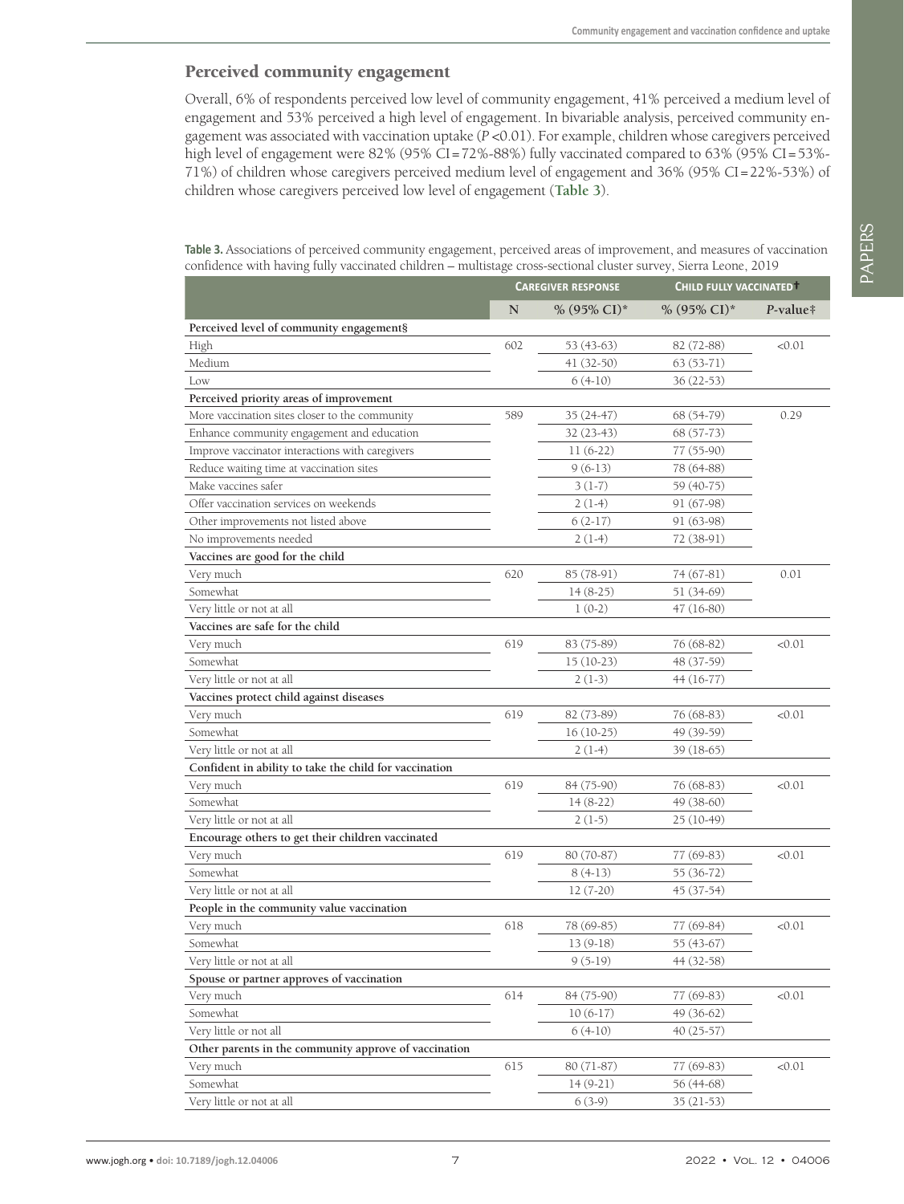## Perceived community engagement

Overall, 6% of respondents perceived low level of community engagement, 41% perceived a medium level of engagement and 53% perceived a high level of engagement. In bivariable analysis, perceived community engagement was associated with vaccination uptake (*P* <0.01). For example, children whose caregivers perceived high level of engagement were 82% (95% CI = 72%-88%) fully vaccinated compared to 63% (95% CI = 53%-71%) of children whose caregivers perceived medium level of engagement and 36% (95% CI = 22%-53%) of children whose caregivers perceived low level of engagement (**Table 3**).

**Table 3.** Associations of perceived community engagement, perceived areas of improvement, and measures of vaccination confidence with having fully vaccinated children – multistage cross-sectional cluster survey, Sierra Leone, 2019

| | Caregiver response | | Child fully vaccinated† | |
|---|---|---|---|---|
| | N | % (95% CI)* | % (95% CI)* | *P*-value‡ |
| **Perceived level of community engagement§** | | | | |
| High | 602 | 53 (43-63) | 82 (72-88) | <0.01 |
| Medium | | 41 (32-50) | 63 (53-71) | |
| Low | | 6 (4-10) | 36 (22-53) | |
| **Perceived priority areas of improvement** | | | | |
| More vaccination sites closer to the community | 589 | 35 (24-47) | 68 (54-79) | 0.29 |
| Enhance community engagement and education | | 32 (23-43) | 68 (57-73) | |
| Improve vaccinator interactions with caregivers | | 11 (6-22) | 77 (55-90) | |
| Reduce waiting time at vaccination sites | | 9 (6-13) | 78 (64-88) | |
| Make vaccines safer | | 3 (1-7) | 59 (40-75) | |
| Offer vaccination services on weekends | | 2 (1-4) | 91 (67-98) | |
| Other improvements not listed above | | 6 (2-17) | 91 (63-98) | |
| No improvements needed | | 2 (1-4) | 72 (38-91) | |
| **Vaccines are good for the child** | | | | |
| Very much | 620 | 85 (78-91) | 74 (67-81) | 0.01 |
| Somewhat | | 14 (8-25) | 51 (34-69) | |
| Very little or not at all | | 1 (0-2) | 47 (16-80) | |
| **Vaccines are safe for the child** | | | | |
| Very much | 619 | 83 (75-89) | 76 (68-82) | <0.01 |
| Somewhat | | 15 (10-23) | 48 (37-59) | |
| Very little or not at all | | 2 (1-3) | 44 (16-77) | |
| **Vaccines protect child against diseases** | | | | |
| Very much | 619 | 82 (73-89) | 76 (68-83) | <0.01 |
| Somewhat | | 16 (10-25) | 49 (39-59) | |
| Very little or not at all | | 2 (1-4) | 39 (18-65) | |
| **Confident in ability to take the child for vaccination** | | | | |
| Very much | 619 | 84 (75-90) | 76 (68-83) | <0.01 |
| Somewhat | | 14 (8-22) | 49 (38-60) | |
| Very little or not at all | | 2 (1-5) | 25 (10-49) | |
| **Encourage others to get their children vaccinated** | | | | |
| Very much | 619 | 80 (70-87) | 77 (69-83) | <0.01 |
| Somewhat | | 8 (4-13) | 55 (36-72) | |
| Very little or not at all | | 12 (7-20) | 45 (37-54) | |
| **People in the community value vaccination** | | | | |
| Very much | 618 | 78 (69-85) | 77 (69-84) | <0.01 |
| Somewhat | | 13 (9-18) | 55 (43-67) | |
| Very little or not at all | | 9 (5-19) | 44 (32-58) | |
| **Spouse or partner approves of vaccination** | | | | |
| Very much | 614 | 84 (75-90) | 77 (69-83) | <0.01 |
| Somewhat | | 10 (6-17) | 49 (36-62) | |
| Very little or not all | | 6 (4-10) | 40 (25-57) | |
| **Other parents in the community approve of vaccination** | | | | |
| Very much | 615 | 80 (71-87) | 77 (69-83) | <0.01 |
| Somewhat | | 14 (9-21) | 56 (44-68) | |
| Very little or not at all | | 6 (3-9) | 35 (21-53) | |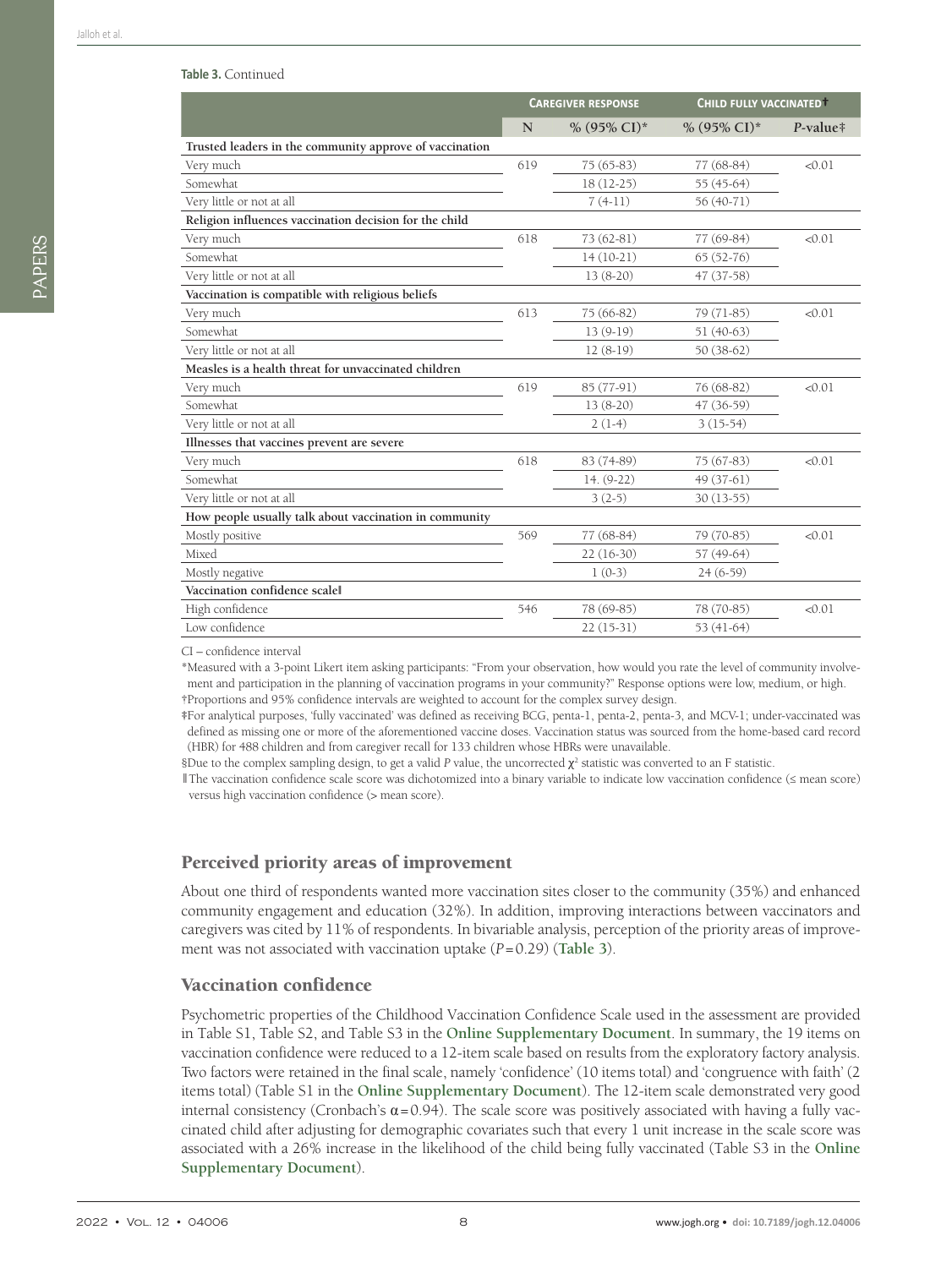**Table 3.** Continued

| | Caregiver response | | Child fully vaccinated† | |
|---|---|---|---|---|
| | N | % (95% CI)* | % (95% CI)* | *P*-value‡ |
| **Trusted leaders in the community approve of vaccination** | | | | |
| Very much | 619 | 75 (65-83) | 77 (68-84) | <0.01 |
| Somewhat | | 18 (12-25) | 55 (45-64) | |
| Very little or not at all | | 7 (4-11) | 56 (40-71) | |
| **Religion influences vaccination decision for the child** | | | | |
| Very much | 618 | 73 (62-81) | 77 (69-84) | <0.01 |
| Somewhat | | 14 (10-21) | 65 (52-76) | |
| Very little or not at all | | 13 (8-20) | 47 (37-58) | |
| **Vaccination is compatible with religious beliefs** | | | | |
| Very much | 613 | 75 (66-82) | 79 (71-85) | <0.01 |
| Somewhat | | 13 (9-19) | 51 (40-63) | |
| Very little or not at all | | 12 (8-19) | 50 (38-62) | |
| **Measles is a health threat for unvaccinated children** | | | | |
| Very much | 619 | 85 (77-91) | 76 (68-82) | <0.01 |
| Somewhat | | 13 (8-20) | 47 (36-59) | |
| Very little or not at all | | 2 (1-4) | 3 (15-54) | |
| **Illnesses that vaccines prevent are severe** | | | | |
| Very much | 618 | 83 (74-89) | 75 (67-83) | <0.01 |
| Somewhat | | 14. (9-22) | 49 (37-61) | |
| Very little or not at all | | 3 (2-5) | 30 (13-55) | |
| **How people usually talk about vaccination in community** | | | | |
| Mostly positive | 569 | 77 (68-84) | 79 (70-85) | <0.01 |
| Mixed | | 22 (16-30) | 57 (49-64) | |
| Mostly negative | | 1 (0-3) | 24 (6-59) | |
| **Vaccination confidence scale‖** | | | | |
| High confidence | 546 | 78 (69-85) | 78 (70-85) | <0.01 |
| Low confidence | | 22 (15-31) | 53 (41-64) | |

CI – confidence interval

*Measured with a 3-point Likert item asking participants: "From your observation, how would you rate the level of community involvement and participation in the planning of vaccination programs in your community?" Response options were low, medium, or high.

†Proportions and 95% confidence intervals are weighted to account for the complex survey design.

‡For analytical purposes, 'fully vaccinated' was defined as receiving BCG, penta-1, penta-2, penta-3, and MCV-1; under-vaccinated was defined as missing one or more of the aforementioned vaccine doses. Vaccination status was sourced from the home-based card record (HBR) for 488 children and from caregiver recall for 133 children whose HBRs were unavailable.

§Due to the complex sampling design, to get a valid *P* value, the uncorrected $\chi^2$ statistic was converted to an F statistic.

‖The vaccination confidence scale score was dichotomized into a binary variable to indicate low vaccination confidence (≤ mean score) versus high vaccination confidence (> mean score).

## Perceived priority areas of improvement

About one third of respondents wanted more vaccination sites closer to the community (35%) and enhanced community engagement and education (32%). In addition, improving interactions between vaccinators and caregivers was cited by 11% of respondents. In bivariable analysis, perception of the priority areas of improvement was not associated with vaccination uptake ($P=0.29$) (**Table 3**).

## Vaccination confidence

Psychometric properties of the Childhood Vaccination Confidence Scale used in the assessment are provided in Table S1, Table S2, and Table S3 in the **Online Supplementary Document**. In summary, the 19 items on vaccination confidence were reduced to a 12-item scale based on results from the exploratory factory analysis. Two factors were retained in the final scale, namely 'confidence' (10 items total) and 'congruence with faith' (2 items total) (Table S1 in the **Online Supplementary Document**). The 12-item scale demonstrated very good internal consistency (Cronbach's $\alpha=0.94$). The scale score was positively associated with having a fully vaccinated child after adjusting for demographic covariates such that every 1 unit increase in the scale score was associated with a 26% increase in the likelihood of the child being fully vaccinated (Table S3 in the **Online Supplementary Document**).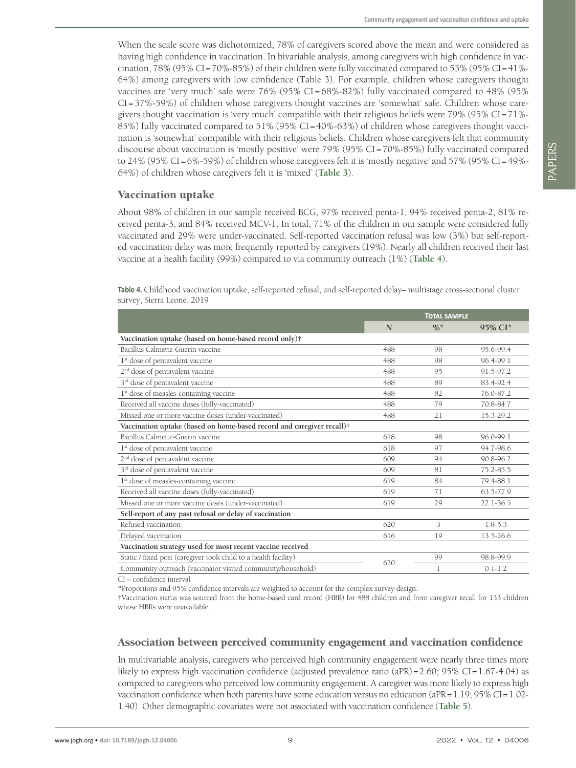When the scale score was dichotomized, 78% of caregivers scored above the mean and were considered as having high confidence in vaccination. In bivariable analysis, among caregivers with high confidence in vaccination, 78% (95% CI = 70%-85%) of their children were fully vaccinated compared to 53% (95% CI = 41%-64%) among caregivers with low confidence (Table 3). For example, children whose caregivers thought vaccines are 'very much' safe were 76% (95% CI = 68%-82%) fully vaccinated compared to 48% (95% CI = 37%-59%) of children whose caregivers thought vaccines are 'somewhat' safe. Children whose caregivers thought vaccination is 'very much' compatible with their religious beliefs were 79% (95% CI = 71%-85%) fully vaccinated compared to 51% (95% CI = 40%-63%) of children whose caregivers thought vaccination is 'somewhat' compatible with their religious beliefs. Children whose caregivers felt that community discourse about vaccination is 'mostly positive' were 79% (95% CI = 70%-85%) fully vaccinated compared to 24% (95% CI = 6%-59%) of children whose caregivers felt it is 'mostly negative' and 57% (95% CI = 49%-64%) of children whose caregivers felt it is 'mixed' (**Table 3**).

## Vaccination uptake

About 98% of children in our sample received BCG, 97% received penta-1, 94% received penta-2, 81% received penta-3, and 84% received MCV-1. In total, 71% of the children in our sample were considered fully vaccinated and 29% were under-vaccinated. Self-reported vaccination refusal was low (3%) but self-reported vaccination delay was more frequently reported by caregivers (19%). Nearly all children received their last vaccine at a health facility (99%) compared to via community outreach (1%) (**Table 4**).

**Table 4.** Childhood vaccination uptake, self-reported refusal, and self-reported delay– multistage cross-sectional cluster survey, Sierra Leone, 2019

| | Total sample | | |
|---|---|---|---|
| | N | %* | 95% CI* |
| **Vaccination uptake (based on home-based record only)†** | | | |
| Bacillus Calmette-Guerin vaccine | 488 | 98 | 95.6-99.4 |
| 1st dose of pentavalent vaccine | 488 | 98 | 96.4-99.1 |
| 2nd dose of pentavalent vaccine | 488 | 95 | 91.5-97.2 |
| 3rd dose of pentavalent vaccine | 488 | 89 | 83.4-92.4 |
| 1st dose of measles-containing vaccine | 488 | 82 | 76.0-87.2 |
| Received all vaccine doses (fully-vaccinated) | 488 | 79 | 70.8-84.7 |
| Missed one or more vaccine doses (under-vaccinated) | 488 | 21 | 15.3-29.2 |
| **Vaccination uptake (based on home-based record and caregiver recall)†** | | | |
| Bacillus Calmette-Guerin vaccine | 618 | 98 | 96.0-99.1 |
| 1st dose of pentavalent vaccine | 618 | 97 | 94.7-98.6 |
| 2nd dose of pentavalent vaccine | 609 | 94 | 90.8-96.2 |
| 3rd dose of pentavalent vaccine | 609 | 81 | 75.2-85.5 |
| 1st dose of measles-containing vaccine | 619 | 84 | 79.4-88.1 |
| Received all vaccine doses (fully-vaccinated) | 619 | 71 | 63.5-77.9 |
| Missed one or more vaccine doses (under-vaccinated) | 619 | 29 | 22.1-36.5 |
| **Self-report of any past refusal or delay of vaccination** | | | |
| Refused vaccination | 620 | 3 | 1.8-5.3 |
| Delayed vaccination | 616 | 19 | 13.5-26.6 |
| **Vaccination strategy used for most recent vaccine received** | | | |
| Static / fixed post (caregiver took child to a health facility) | 620 | 99 | 98.8-99.9 |
| Community outreach (vaccinator visited community/household) | | 1 | 0.1-1.2 |

CI – confidence interval

*Proportions and 95% confidence intervals are weighted to account for the complex survey design.

†Vaccination status was sourced from the home-based card record (HBR) for 488 children and from caregiver recall for 133 children whose HBRs were unavailable.

## Association between perceived community engagement and vaccination confidence

In multivariable analysis, caregivers who perceived high community engagement were nearly three times more likely to express high vaccination confidence (adjusted prevalence ratio (aPR) = 2.60; 95% CI = 1.67-4.04) as compared to caregivers who perceived low community engagement. A caregiver was more likely to express high vaccination confidence when both parents have some education versus no education (aPR = 1.19; 95% CI = 1.02-1.40). Other demographic covariates were not associated with vaccination confidence (**Table 5**).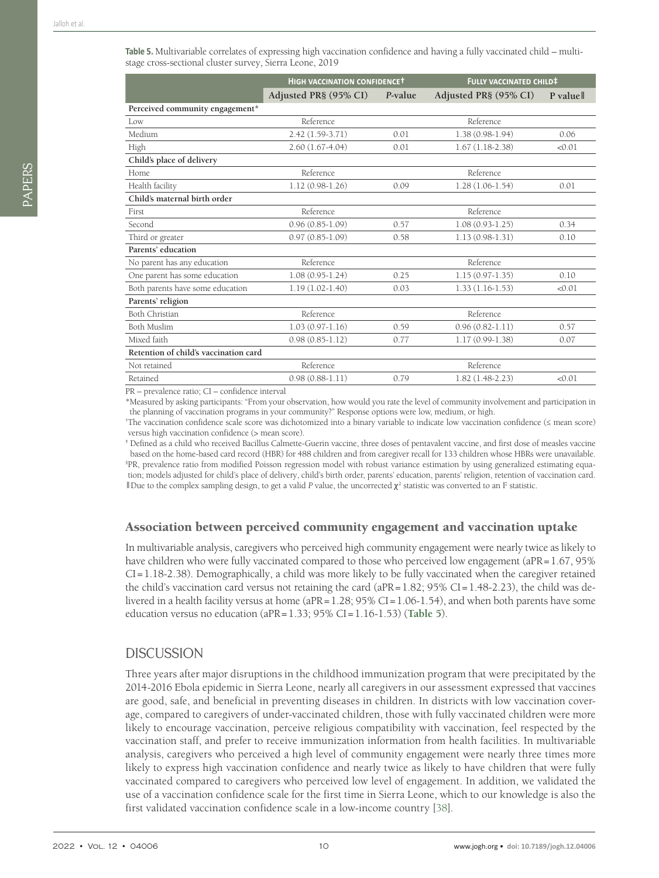**Table 5.** Multivariable correlates of expressing high vaccination confidence and having a fully vaccinated child – multi-stage cross-sectional cluster survey, Sierra Leone, 2019

| | High vaccination confidence† | | Fully vaccinated child‡ | |
|---|---|---|---|---|
| | Adjusted PR§ (95% CI) | *P*-value | Adjusted PR§ (95% CI) | P value‖ |
| **Perceived community engagement*** | | | | |
| Low | Reference | | Reference | |
| Medium | 2.42 (1.59-3.71) | 0.01 | 1.38 (0.98-1.94) | 0.06 |
| High | 2.60 (1.67-4.04) | 0.01 | 1.67 (1.18-2.38) | <0.01 |
| **Child's place of delivery** | | | | |
| Home | Reference | | Reference | |
| Health facility | 1.12 (0.98-1.26) | 0.09 | 1.28 (1.06-1.54) | 0.01 |
| **Child's maternal birth order** | | | | |
| First | Reference | | Reference | |
| Second | 0.96 (0.85-1.09) | 0.57 | 1.08 (0.93-1.25) | 0.34 |
| Third or greater | 0.97 (0.85-1.09) | 0.58 | 1.13 (0.98-1.31) | 0.10 |
| **Parents' education** | | | | |
| No parent has any education | Reference | | Reference | |
| One parent has some education | 1.08 (0.95-1.24) | 0.25 | 1.15 (0.97-1.35) | 0.10 |
| Both parents have some education | 1.19 (1.02-1.40) | 0.03 | 1.33 (1.16-1.53) | <0.01 |
| **Parents' religion** | | | | |
| Both Christian | Reference | | Reference | |
| Both Muslim | 1.03 (0.97-1.16) | 0.59 | 0.96 (0.82-1.11) | 0.57 |
| Mixed faith | 0.98 (0.85-1.12) | 0.77 | 1.17 (0.99-1.38) | 0.07 |
| **Retention of child's vaccination card** | | | | |
| Not retained | Reference | | Reference | |
| Retained | 0.98 (0.88-1.11) | 0.79 | 1.82 (1.48-2.23) | <0.01 |

PR – prevalence ratio; CI – confidence interval

*Measured by asking participants: "From your observation, how would you rate the level of community involvement and participation in the planning of vaccination programs in your community?" Response options were low, medium, or high.

†The vaccination confidence scale score was dichotomized into a binary variable to indicate low vaccination confidence (≤ mean score) versus high vaccination confidence (> mean score).

‡ Defined as a child who received Bacillus Calmette-Guerin vaccine, three doses of pentavalent vaccine, and first dose of measles vaccine based on the home-based card record (HBR) for 488 children and from caregiver recall for 133 children whose HBRs were unavailable.

§PR, prevalence ratio from modified Poisson regression model with robust variance estimation by using generalized estimating equation; models adjusted for child's place of delivery, child's birth order, parents' education, parents' religion, retention of vaccination card.

‖Due to the complex sampling design, to get a valid *P* value, the uncorrected $\chi^2$ statistic was converted to an F statistic.

### Association between perceived community engagement and vaccination uptake

In multivariable analysis, caregivers who perceived high community engagement were nearly twice as likely to have children who were fully vaccinated compared to those who perceived low engagement (aPR = 1.67, 95% CI = 1.18-2.38). Demographically, a child was more likely to be fully vaccinated when the caregiver retained the child's vaccination card versus not retaining the card (aPR = 1.82; 95% CI = 1.48-2.23), the child was delivered in a health facility versus at home (aPR = 1.28; 95% CI = 1.06-1.54), and when both parents have some education versus no education (aPR = 1.33; 95% CI = 1.16-1.53) (**Table 5**).

## DISCUSSION

Three years after major disruptions in the childhood immunization program that were precipitated by the 2014-2016 Ebola epidemic in Sierra Leone, nearly all caregivers in our assessment expressed that vaccines are good, safe, and beneficial in preventing diseases in children. In districts with low vaccination coverage, compared to caregivers of under-vaccinated children, those with fully vaccinated children were more likely to encourage vaccination, perceive religious compatibility with vaccination, feel respected by the vaccination staff, and prefer to receive immunization information from health facilities. In multivariable analysis, caregivers who perceived a high level of community engagement were nearly three times more likely to express high vaccination confidence and nearly twice as likely to have children that were fully vaccinated compared to caregivers who perceived low level of engagement. In addition, we validated the use of a vaccination confidence scale for the first time in Sierra Leone, which to our knowledge is also the first validated vaccination confidence scale in a low-income country [38].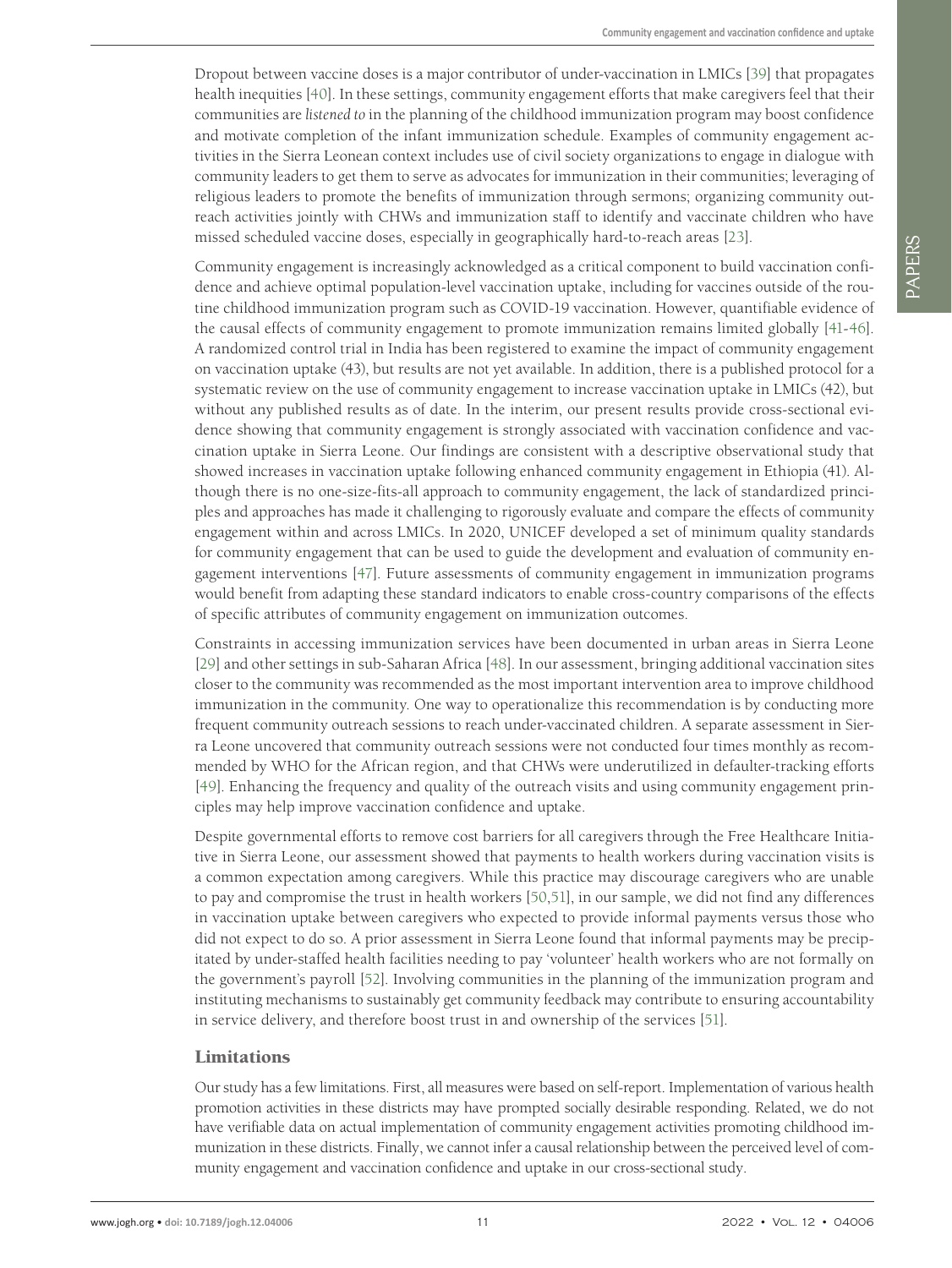Dropout between vaccine doses is a major contributor of under-vaccination in LMICs [39] that propagates health inequities [40]. In these settings, community engagement efforts that make caregivers feel that their communities are *listened to* in the planning of the childhood immunization program may boost confidence and motivate completion of the infant immunization schedule. Examples of community engagement activities in the Sierra Leonean context includes use of civil society organizations to engage in dialogue with community leaders to get them to serve as advocates for immunization in their communities; leveraging of religious leaders to promote the benefits of immunization through sermons; organizing community outreach activities jointly with CHWs and immunization staff to identify and vaccinate children who have missed scheduled vaccine doses, especially in geographically hard-to-reach areas [23].

Community engagement is increasingly acknowledged as a critical component to build vaccination confidence and achieve optimal population-level vaccination uptake, including for vaccines outside of the routine childhood immunization program such as COVID-19 vaccination. However, quantifiable evidence of the causal effects of community engagement to promote immunization remains limited globally [41-46]. A randomized control trial in India has been registered to examine the impact of community engagement on vaccination uptake (43), but results are not yet available. In addition, there is a published protocol for a systematic review on the use of community engagement to increase vaccination uptake in LMICs (42), but without any published results as of date. In the interim, our present results provide cross-sectional evidence showing that community engagement is strongly associated with vaccination confidence and vaccination uptake in Sierra Leone. Our findings are consistent with a descriptive observational study that showed increases in vaccination uptake following enhanced community engagement in Ethiopia (41). Although there is no one-size-fits-all approach to community engagement, the lack of standardized principles and approaches has made it challenging to rigorously evaluate and compare the effects of community engagement within and across LMICs. In 2020, UNICEF developed a set of minimum quality standards for community engagement that can be used to guide the development and evaluation of community engagement interventions [47]. Future assessments of community engagement in immunization programs would benefit from adapting these standard indicators to enable cross-country comparisons of the effects of specific attributes of community engagement on immunization outcomes.

Constraints in accessing immunization services have been documented in urban areas in Sierra Leone [29] and other settings in sub-Saharan Africa [48]. In our assessment, bringing additional vaccination sites closer to the community was recommended as the most important intervention area to improve childhood immunization in the community. One way to operationalize this recommendation is by conducting more frequent community outreach sessions to reach under-vaccinated children. A separate assessment in Sierra Leone uncovered that community outreach sessions were not conducted four times monthly as recommended by WHO for the African region, and that CHWs were underutilized in defaulter-tracking efforts [49]. Enhancing the frequency and quality of the outreach visits and using community engagement principles may help improve vaccination confidence and uptake.

Despite governmental efforts to remove cost barriers for all caregivers through the Free Healthcare Initiative in Sierra Leone, our assessment showed that payments to health workers during vaccination visits is a common expectation among caregivers. While this practice may discourage caregivers who are unable to pay and compromise the trust in health workers [50,51], in our sample, we did not find any differences in vaccination uptake between caregivers who expected to provide informal payments versus those who did not expect to do so. A prior assessment in Sierra Leone found that informal payments may be precipitated by under-staffed health facilities needing to pay 'volunteer' health workers who are not formally on the government's payroll [52]. Involving communities in the planning of the immunization program and instituting mechanisms to sustainably get community feedback may contribute to ensuring accountability in service delivery, and therefore boost trust in and ownership of the services [51].

## Limitations

Our study has a few limitations. First, all measures were based on self-report. Implementation of various health promotion activities in these districts may have prompted socially desirable responding. Related, we do not have verifiable data on actual implementation of community engagement activities promoting childhood immunization in these districts. Finally, we cannot infer a causal relationship between the perceived level of community engagement and vaccination confidence and uptake in our cross-sectional study.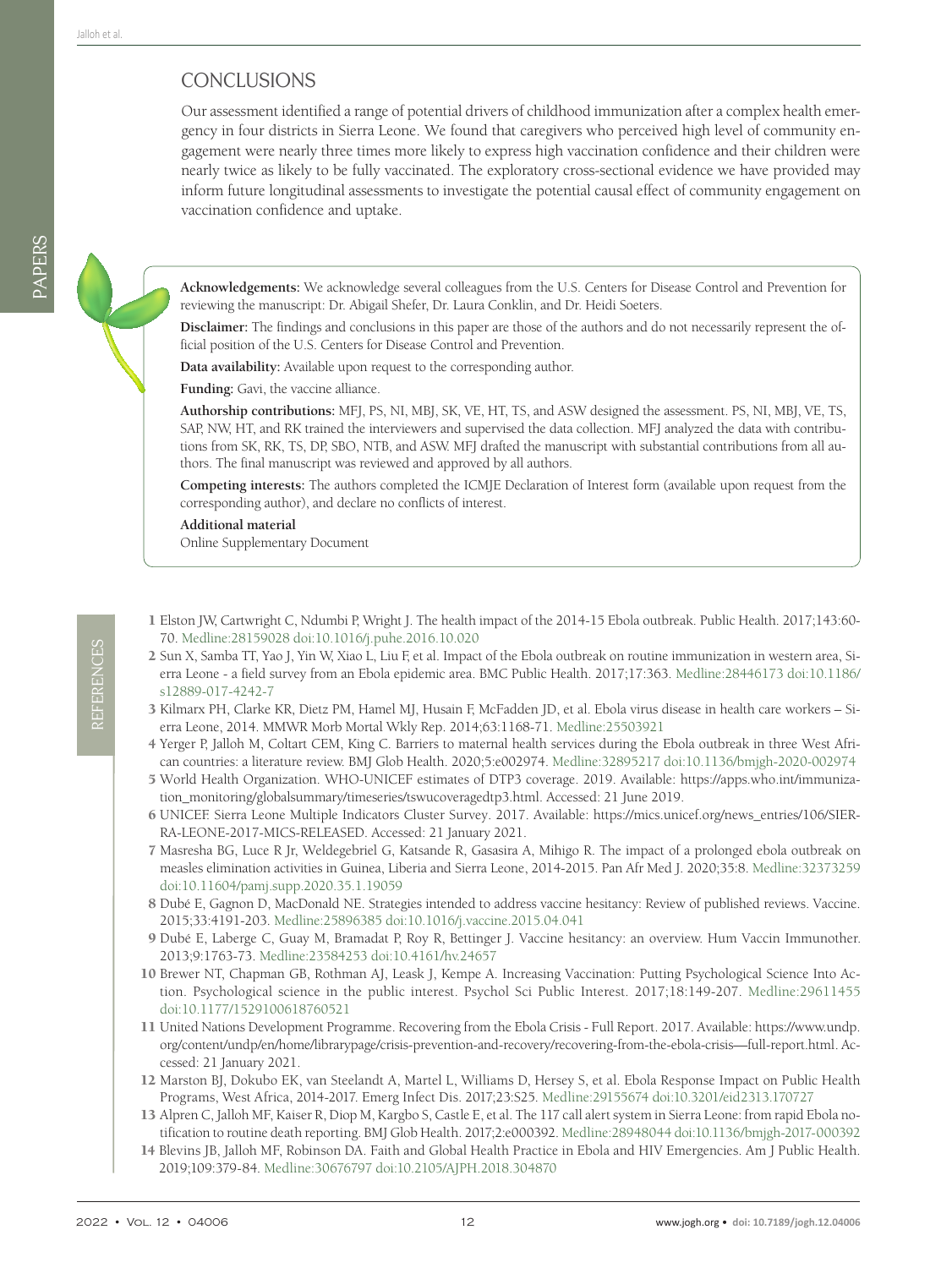## CONCLUSIONS

Our assessment identified a range of potential drivers of childhood immunization after a complex health emergency in four districts in Sierra Leone. We found that caregivers who perceived high level of community engagement were nearly three times more likely to express high vaccination confidence and their children were nearly twice as likely to be fully vaccinated. The exploratory cross-sectional evidence we have provided may inform future longitudinal assessments to investigate the potential causal effect of community engagement on vaccination confidence and uptake.

**Acknowledgements:** We acknowledge several colleagues from the U.S. Centers for Disease Control and Prevention for reviewing the manuscript: Dr. Abigail Shefer, Dr. Laura Conklin, and Dr. Heidi Soeters.

**Disclaimer:** The findings and conclusions in this paper are those of the authors and do not necessarily represent the official position of the U.S. Centers for Disease Control and Prevention.

**Data availability:** Available upon request to the corresponding author.

**Funding:** Gavi, the vaccine alliance.

**Authorship contributions:** MFJ, PS, NI, MBJ, SK, VE, HT, TS, and ASW designed the assessment. PS, NI, MBJ, VE, TS, SAP, NW, HT, and RK trained the interviewers and supervised the data collection. MFJ analyzed the data with contributions from SK, RK, TS, DP, SBO, NTB, and ASW. MFJ drafted the manuscript with substantial contributions from all authors. The final manuscript was reviewed and approved by all authors.

**Competing interests:** The authors completed the ICMJE Declaration of Interest form (available upon request from the corresponding author), and declare no conflicts of interest.

**Additional material**

Online Supplementary Document

## REFERENCES

1 Elston JW, Cartwright C, Ndumbi P, Wright J. The health impact of the 2014-15 Ebola outbreak. Public Health. 2017;143:60-70. Medline:28159028 doi:10.1016/j.puhe.2016.10.020

2 Sun X, Samba TT, Yao J, Yin W, Xiao L, Liu F, et al. Impact of the Ebola outbreak on routine immunization in western area, Sierra Leone - a field survey from an Ebola epidemic area. BMC Public Health. 2017;17:363. Medline:28446173 doi:10.1186/s12889-017-4242-7

3 Kilmarx PH, Clarke KR, Dietz PM, Hamel MJ, Husain F, McFadden JD, et al. Ebola virus disease in health care workers – Sierra Leone, 2014. MMWR Morb Mortal Wkly Rep. 2014;63:1168-71. Medline:25503921

4 Yerger P, Jalloh M, Coltart CEM, King C. Barriers to maternal health services during the Ebola outbreak in three West African countries: a literature review. BMJ Glob Health. 2020;5:e002974. Medline:32895217 doi:10.1136/bmjgh-2020-002974

5 World Health Organization. WHO-UNICEF estimates of DTP3 coverage. 2019. Available: https://apps.who.int/immunization_monitoring/globalsummary/timeseries/tswucoveragedtp3.html. Accessed: 21 June 2019.

6 UNICEF. Sierra Leone Multiple Indicators Cluster Survey. 2017. Available: https://mics.unicef.org/news_entries/106/SIERRA-LEONE-2017-MICS-RELEASED. Accessed: 21 January 2021.

7 Masresha BG, Luce R Jr, Weldegebriel G, Katsande R, Gasasira A, Mihigo R. The impact of a prolonged ebola outbreak on measles elimination activities in Guinea, Liberia and Sierra Leone, 2014-2015. Pan Afr Med J. 2020;35:8. Medline:32373259 doi:10.11604/pamj.supp.2020.35.1.19059

8 Dubé E, Gagnon D, MacDonald NE. Strategies intended to address vaccine hesitancy: Review of published reviews. Vaccine. 2015;33:4191-203. Medline:25896385 doi:10.1016/j.vaccine.2015.04.041

9 Dubé E, Laberge C, Guay M, Bramadat P, Roy R, Bettinger J. Vaccine hesitancy: an overview. Hum Vaccin Immunother. 2013;9:1763-73. Medline:23584253 doi:10.4161/hv.24657

10 Brewer NT, Chapman GB, Rothman AJ, Leask J, Kempe A. Increasing Vaccination: Putting Psychological Science Into Action. Psychological science in the public interest. Psychol Sci Public Interest. 2017;18:149-207. Medline:29611455 doi:10.1177/1529100618760521

11 United Nations Development Programme. Recovering from the Ebola Crisis - Full Report. 2017. Available: https://www.undp.org/content/undp/en/home/librarypage/crisis-prevention-and-recovery/recovering-from-the-ebola-crisis---full-report.html. Accessed: 21 January 2021.

12 Marston BJ, Dokubo EK, van Steelandt A, Martel L, Williams D, Hersey S, et al. Ebola Response Impact on Public Health Programs, West Africa, 2014-2017. Emerg Infect Dis. 2017;23:S25. Medline:29155674 doi:10.3201/eid2313.170727

13 Alpren C, Jalloh MF, Kaiser R, Diop M, Kargbo S, Castle E, et al. The 117 call alert system in Sierra Leone: from rapid Ebola notification to routine death reporting. BMJ Glob Health. 2017;2:e000392. Medline:28948044 doi:10.1136/bmjgh-2017-000392

14 Blevins JB, Jalloh MF, Robinson DA. Faith and Global Health Practice in Ebola and HIV Emergencies. Am J Public Health. 2019;109:379-84. Medline:30676797 doi:10.2105/AJPH.2018.304870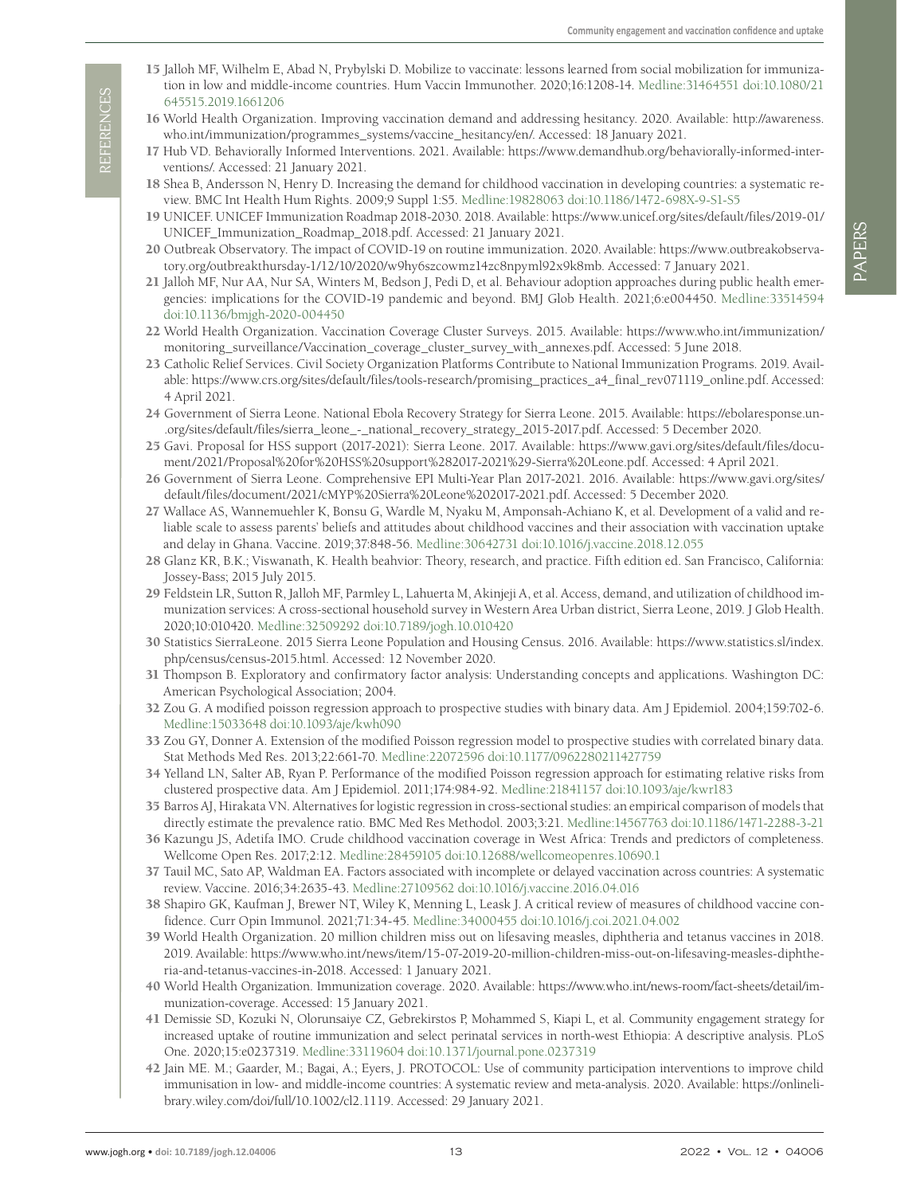15 Jalloh MF, Wilhelm E, Abad N, Prybylski D. Mobilize to vaccinate: lessons learned from social mobilization for immunization in low and middle-income countries. Hum Vaccin Immunother. 2020;16:1208-14. Medline:31464551 doi:10.1080/21645515.2019.1661206

16 World Health Organization. Improving vaccination demand and addressing hesitancy. 2020. Available: http://awareness.who.int/immunization/programmes_systems/vaccine_hesitancy/en/. Accessed: 18 January 2021.

17 Hub VD. Behaviorally Informed Interventions. 2021. Available: https://www.demandhub.org/behaviorally-informed-interventions/. Accessed: 21 January 2021.

18 Shea B, Andersson N, Henry D. Increasing the demand for childhood vaccination in developing countries: a systematic review. BMC Int Health Hum Rights. 2009;9 Suppl 1:S5. Medline:19828063 doi:10.1186/1472-698X-9-S1-S5

19 UNICEF. UNICEF Immunization Roadmap 2018-2030. 2018. Available: https://www.unicef.org/sites/default/files/2019-01/UNICEF_Immunization_Roadmap_2018.pdf. Accessed: 21 January 2021.

20 Outbreak Observatory. The impact of COVID-19 on routine immunization. 2020. Available: https://www.outbreakobservatory.org/outbreakthursday-1/12/10/2020/w9hy6szcowmz14zc8npyml92x9k8mb. Accessed: 7 January 2021.

21 Jalloh MF, Nur AA, Nur SA, Winters M, Bedson J, Pedi D, et al. Behaviour adoption approaches during public health emergencies: implications for the COVID-19 pandemic and beyond. BMJ Glob Health. 2021;6:e004450. Medline:33514594 doi:10.1136/bmjgh-2020-004450

22 World Health Organization. Vaccination Coverage Cluster Surveys. 2015. Available: https://www.who.int/immunization/monitoring_surveillance/Vaccination_coverage_cluster_survey_with_annexes.pdf. Accessed: 5 June 2018.

23 Catholic Relief Services. Civil Society Organization Platforms Contribute to National Immunization Programs. 2019. Available: https://www.crs.org/sites/default/files/tools-research/promising_practices_a4_final_rev071119_online.pdf. Accessed: 4 April 2021.

24 Government of Sierra Leone. National Ebola Recovery Strategy for Sierra Leone. 2015. Available: https://ebolaresponse.un-.org/sites/default/files/sierra_leone_-_national_recovery_strategy_2015-2017.pdf. Accessed: 5 December 2020.

25 Gavi. Proposal for HSS support (2017-2021): Sierra Leone. 2017. Available: https://www.gavi.org/sites/default/files/document/2021/Proposal%20for%20HSS%20support%282017-2021%29-Sierra%20Leone.pdf. Accessed: 4 April 2021.

26 Government of Sierra Leone. Comprehensive EPI Multi-Year Plan 2017-2021. 2016. Available: https://www.gavi.org/sites/default/files/document/2021/cMYP%20Sierra%20Leone%202017-2021.pdf. Accessed: 5 December 2020.

27 Wallace AS, Wannemuehler K, Bonsu G, Wardle M, Nyaku M, Amponsah-Achiano K, et al. Development of a valid and reliable scale to assess parents' beliefs and attitudes about childhood vaccines and their association with vaccination uptake and delay in Ghana. Vaccine. 2019;37:848-56. Medline:30642731 doi:10.1016/j.vaccine.2018.12.055

28 Glanz KR, B.K.; Viswanath, K. Health beahvior: Theory, research, and practice. Fifth edition ed. San Francisco, California: Jossey-Bass; 2015 July 2015.

29 Feldstein LR, Sutton R, Jalloh MF, Parmley L, Lahuerta M, Akinjeji A, et al. Access, demand, and utilization of childhood immunization services: A cross-sectional household survey in Western Area Urban district, Sierra Leone, 2019. J Glob Health. 2020;10:010420. Medline:32509292 doi:10.7189/jogh.10.010420

30 Statistics SierraLeone. 2015 Sierra Leone Population and Housing Census. 2016. Available: https://www.statistics.sl/index.php/census/census-2015.html. Accessed: 12 November 2020.

31 Thompson B. Exploratory and confirmatory factor analysis: Understanding concepts and applications. Washington DC: American Psychological Association; 2004.

32 Zou G. A modified poisson regression approach to prospective studies with binary data. Am J Epidemiol. 2004;159:702-6. Medline:15033648 doi:10.1093/aje/kwh090

33 Zou GY, Donner A. Extension of the modified Poisson regression model to prospective studies with correlated binary data. Stat Methods Med Res. 2013;22:661-70. Medline:22072596 doi:10.1177/0962280211427759

34 Yelland LN, Salter AB, Ryan P. Performance of the modified Poisson regression approach for estimating relative risks from clustered prospective data. Am J Epidemiol. 2011;174:984-92. Medline:21841157 doi:10.1093/aje/kwr183

35 Barros AJ, Hirakata VN. Alternatives for logistic regression in cross-sectional studies: an empirical comparison of models that directly estimate the prevalence ratio. BMC Med Res Methodol. 2003;3:21. Medline:14567763 doi:10.1186/1471-2288-3-21

36 Kazungu JS, Adetifa IMO. Crude childhood vaccination coverage in West Africa: Trends and predictors of completeness. Wellcome Open Res. 2017;2:12. Medline:28459105 doi:10.12688/wellcomeopenres.10690.1

37 Tauil MC, Sato AP, Waldman EA. Factors associated with incomplete or delayed vaccination across countries: A systematic review. Vaccine. 2016;34:2635-43. Medline:27109562 doi:10.1016/j.vaccine.2016.04.016

38 Shapiro GK, Kaufman J, Brewer NT, Wiley K, Menning L, Leask J. A critical review of measures of childhood vaccine confidence. Curr Opin Immunol. 2021;71:34-45. Medline:34000455 doi:10.1016/j.coi.2021.04.002

39 World Health Organization. 20 million children miss out on lifesaving measles, diphtheria and tetanus vaccines in 2018. 2019. Available: https://www.who.int/news/item/15-07-2019-20-million-children-miss-out-on-lifesaving-measles-diphtheria-and-tetanus-vaccines-in-2018. Accessed: 1 January 2021.

40 World Health Organization. Immunization coverage. 2020. Available: https://www.who.int/news-room/fact-sheets/detail/immunization-coverage. Accessed: 15 January 2021.

41 Demissie SD, Kozuki N, Olorunsaiye CZ, Gebrekirstos P, Mohammed S, Kiapi L, et al. Community engagement strategy for increased uptake of routine immunization and select perinatal services in north-west Ethiopia: A descriptive analysis. PLoS One. 2020;15:e0237319. Medline:33119604 doi:10.1371/journal.pone.0237319

42 Jain ME. M.; Gaarder, M.; Bagai, A.; Eyers, J. PROTOCOL: Use of community participation interventions to improve child immunisation in low- and middle-income countries: A systematic review and meta-analysis. 2020. Available: https://onlinelibrary.wiley.com/doi/full/10.1002/cl2.1119. Accessed: 29 January 2021.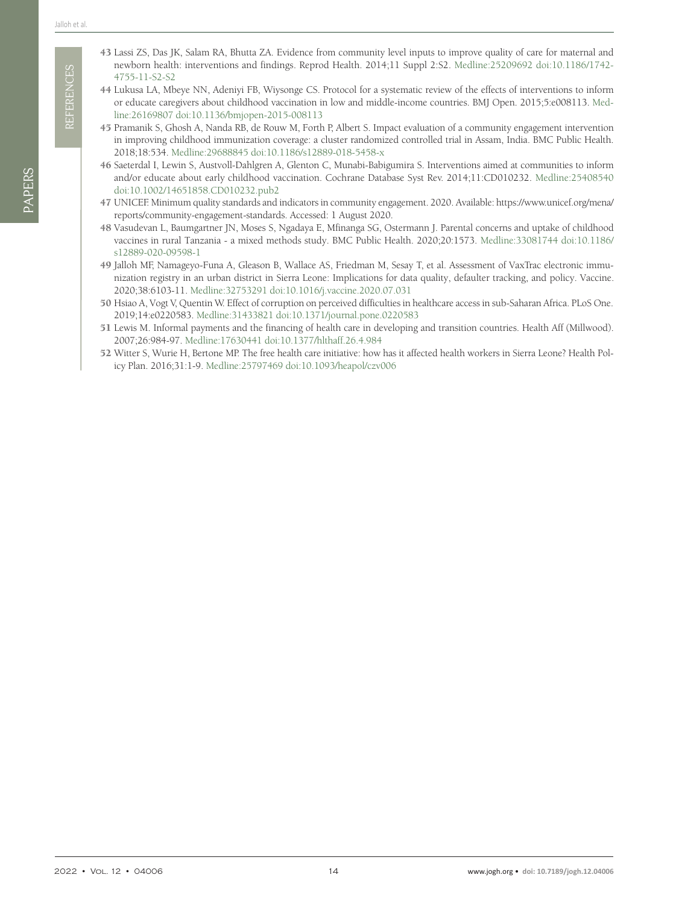43 Lassi ZS, Das JK, Salam RA, Bhutta ZA. Evidence from community level inputs to improve quality of care for maternal and newborn health: interventions and findings. Reprod Health. 2014;11 Suppl 2:S2. Medline:25209692 doi:10.1186/1742-4755-11-S2-S2

44 Lukusa LA, Mbeye NN, Adeniyi FB, Wiysonge CS. Protocol for a systematic review of the effects of interventions to inform or educate caregivers about childhood vaccination in low and middle-income countries. BMJ Open. 2015;5:e008113. Medline:26169807 doi:10.1136/bmjopen-2015-008113

45 Pramanik S, Ghosh A, Nanda RB, de Rouw M, Forth P, Albert S. Impact evaluation of a community engagement intervention in improving childhood immunization coverage: a cluster randomized controlled trial in Assam, India. BMC Public Health. 2018;18:534. Medline:29688845 doi:10.1186/s12889-018-5458-x

46 Saeterdal I, Lewin S, Austvoll-Dahlgren A, Glenton C, Munabi-Babigumira S. Interventions aimed at communities to inform and/or educate about early childhood vaccination. Cochrane Database Syst Rev. 2014;11:CD010232. Medline:25408540 doi:10.1002/14651858.CD010232.pub2

47 UNICEF. Minimum quality standards and indicators in community engagement. 2020. Available: https://www.unicef.org/mena/reports/community-engagement-standards. Accessed: 1 August 2020.

48 Vasudevan L, Baumgartner JN, Moses S, Ngadaya E, Mfinanga SG, Ostermann J. Parental concerns and uptake of childhood vaccines in rural Tanzania - a mixed methods study. BMC Public Health. 2020;20:1573. Medline:33081744 doi:10.1186/s12889-020-09598-1

49 Jalloh MF, Namageyo-Funa A, Gleason B, Wallace AS, Friedman M, Sesay T, et al. Assessment of VaxTrac electronic immunization registry in an urban district in Sierra Leone: Implications for data quality, defaulter tracking, and policy. Vaccine. 2020;38:6103-11. Medline:32753291 doi:10.1016/j.vaccine.2020.07.031

50 Hsiao A, Vogt V, Quentin W. Effect of corruption on perceived difficulties in healthcare access in sub-Saharan Africa. PLoS One. 2019;14:e0220583. Medline:31433821 doi:10.1371/journal.pone.0220583

51 Lewis M. Informal payments and the financing of health care in developing and transition countries. Health Aff (Millwood). 2007;26:984-97. Medline:17630441 doi:10.1377/hlthaff.26.4.984

52 Witter S, Wurie H, Bertone MP. The free health care initiative: how has it affected health workers in Sierra Leone? Health Policy Plan. 2016;31:1-9. Medline:25797469 doi:10.1093/heapol/czv006